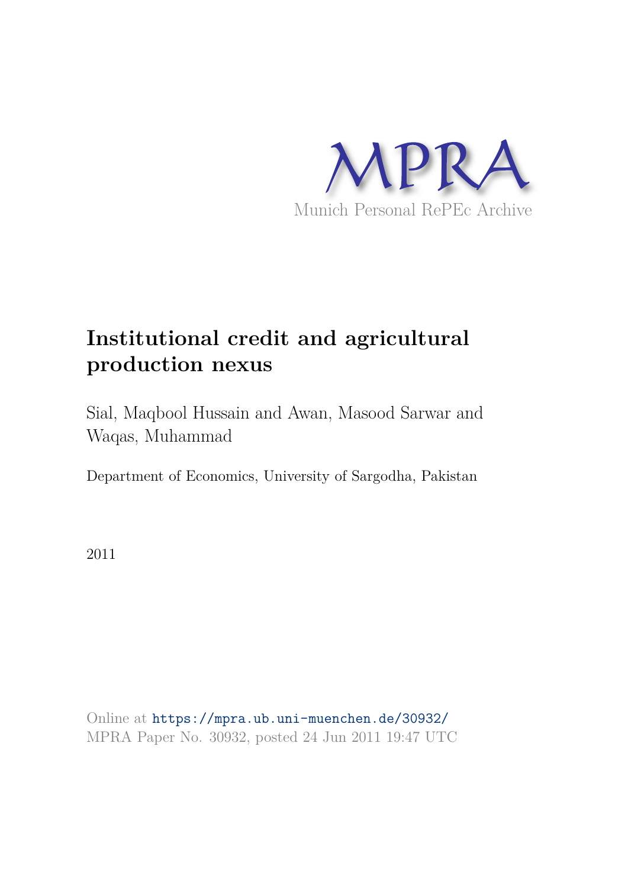MPRA

Munich Personal RePEc Archive

# Institutional credit and agricultural production nexus

Sial, Maqbool Hussain and Awan, Masood Sarwar and Waqas, Muhammad

Department of Economics, University of Sargodha, Pakistan

2011

Online at https://mpra.ub.uni-muenchen.de/30932/
MPRA Paper No. 30932, posted 24 Jun 2011 19:47 UTC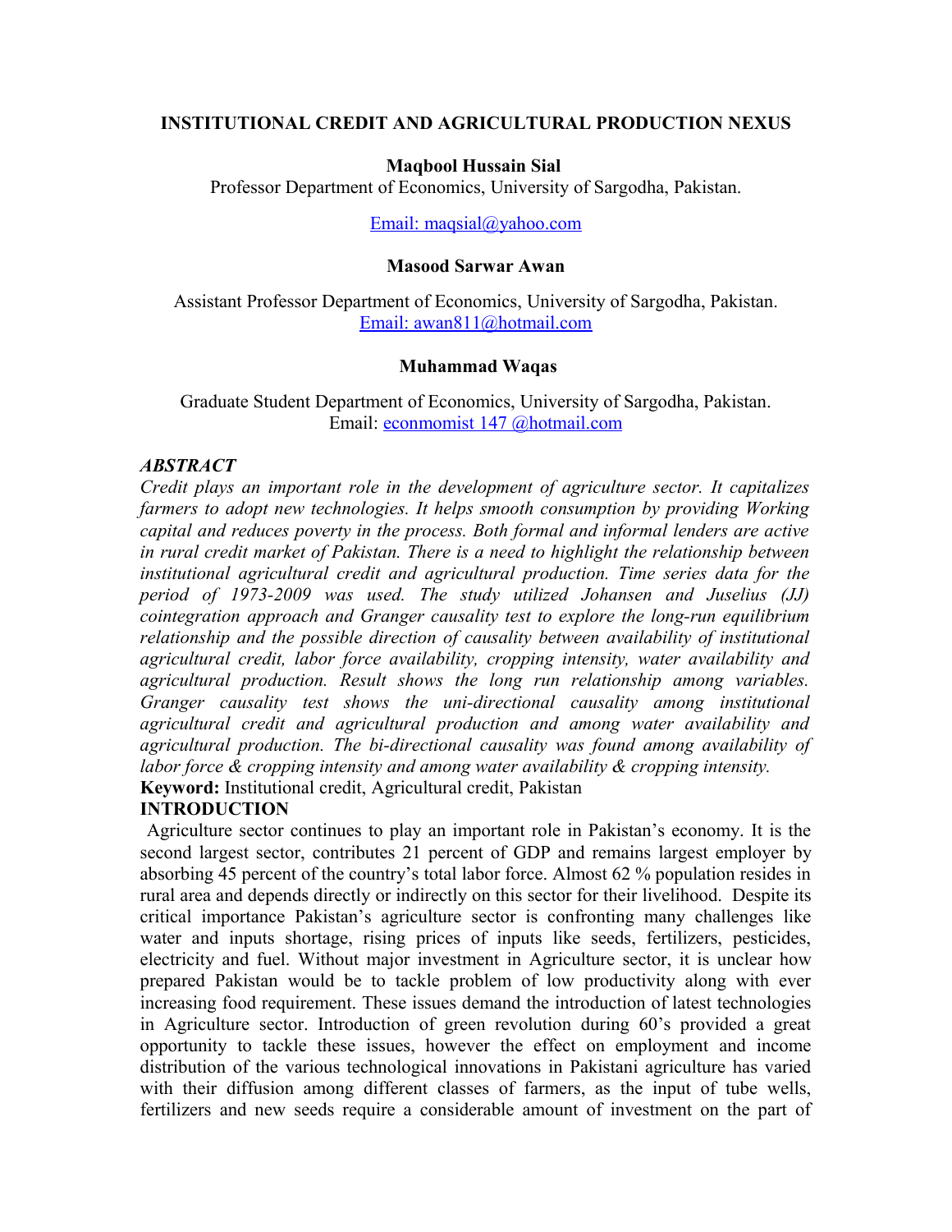**INSTITUTIONAL CREDIT AND AGRICULTURAL PRODUCTION NEXUS**

**Maqbool Hussain Sial**

Professor Department of Economics, University of Sargodha, Pakistan.

Email: maqsial@yahoo.com

**Masood Sarwar Awan**

Assistant Professor Department of Economics, University of Sargodha, Pakistan.

Email: awan811@hotmail.com

**Muhammad Waqas**

Graduate Student Department of Economics, University of Sargodha, Pakistan.

Email: econmomist 147 @hotmail.com

***ABSTRACT***

*Credit plays an important role in the development of agriculture sector. It capitalizes farmers to adopt new technologies. It helps smooth consumption by providing Working capital and reduces poverty in the process. Both formal and informal lenders are active in rural credit market of Pakistan. There is a need to highlight the relationship between institutional agricultural credit and agricultural production. Time series data for the period of 1973-2009 was used. The study utilized Johansen and Juselius (JJ) cointegration approach and Granger causality test to explore the long-run equilibrium relationship and the possible direction of causality between availability of institutional agricultural credit, labor force availability, cropping intensity, water availability and agricultural production. Result shows the long run relationship among variables. Granger causality test shows the uni-directional causality among institutional agricultural credit and agricultural production and among water availability and agricultural production. The bi-directional causality was found among availability of labor force & cropping intensity and among water availability & cropping intensity.*

**Keyword:** Institutional credit, Agricultural credit, Pakistan

**INTRODUCTION**

Agriculture sector continues to play an important role in Pakistan's economy. It is the second largest sector, contributes 21 percent of GDP and remains largest employer by absorbing 45 percent of the country's total labor force. Almost 62 % population resides in rural area and depends directly or indirectly on this sector for their livelihood. Despite its critical importance Pakistan's agriculture sector is confronting many challenges like water and inputs shortage, rising prices of inputs like seeds, fertilizers, pesticides, electricity and fuel. Without major investment in Agriculture sector, it is unclear how prepared Pakistan would be to tackle problem of low productivity along with ever increasing food requirement. These issues demand the introduction of latest technologies in Agriculture sector. Introduction of green revolution during 60's provided a great opportunity to tackle these issues, however the effect on employment and income distribution of the various technological innovations in Pakistani agriculture has varied with their diffusion among different classes of farmers, as the input of tube wells, fertilizers and new seeds require a considerable amount of investment on the part of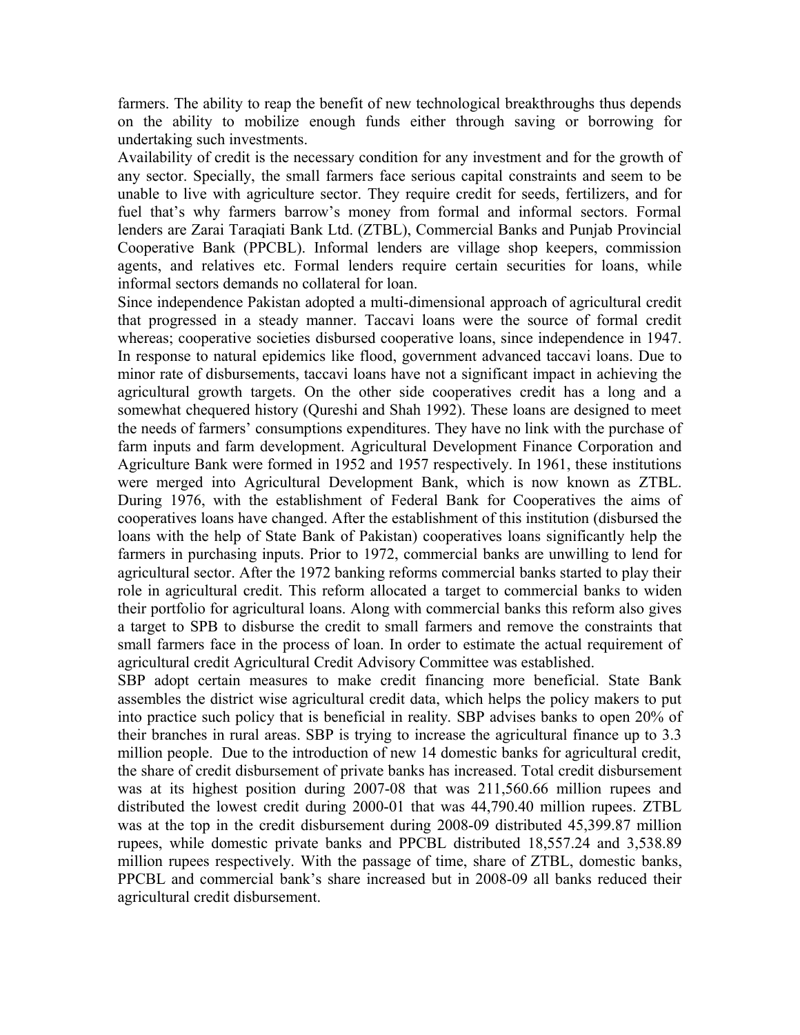farmers. The ability to reap the benefit of new technological breakthroughs thus depends on the ability to mobilize enough funds either through saving or borrowing for undertaking such investments.

Availability of credit is the necessary condition for any investment and for the growth of any sector. Specially, the small farmers face serious capital constraints and seem to be unable to live with agriculture sector. They require credit for seeds, fertilizers, and for fuel that's why farmers barrow's money from formal and informal sectors. Formal lenders are Zarai Taraqiati Bank Ltd. (ZTBL), Commercial Banks and Punjab Provincial Cooperative Bank (PPCBL). Informal lenders are village shop keepers, commission agents, and relatives etc. Formal lenders require certain securities for loans, while informal sectors demands no collateral for loan.

Since independence Pakistan adopted a multi-dimensional approach of agricultural credit that progressed in a steady manner. Taccavi loans were the source of formal credit whereas; cooperative societies disbursed cooperative loans, since independence in 1947. In response to natural epidemics like flood, government advanced taccavi loans. Due to minor rate of disbursements, taccavi loans have not a significant impact in achieving the agricultural growth targets. On the other side cooperatives credit has a long and a somewhat chequered history (Qureshi and Shah 1992). These loans are designed to meet the needs of farmers' consumptions expenditures. They have no link with the purchase of farm inputs and farm development. Agricultural Development Finance Corporation and Agriculture Bank were formed in 1952 and 1957 respectively. In 1961, these institutions were merged into Agricultural Development Bank, which is now known as ZTBL. During 1976, with the establishment of Federal Bank for Cooperatives the aims of cooperatives loans have changed. After the establishment of this institution (disbursed the loans with the help of State Bank of Pakistan) cooperatives loans significantly help the farmers in purchasing inputs. Prior to 1972, commercial banks are unwilling to lend for agricultural sector. After the 1972 banking reforms commercial banks started to play their role in agricultural credit. This reform allocated a target to commercial banks to widen their portfolio for agricultural loans. Along with commercial banks this reform also gives a target to SPB to disburse the credit to small farmers and remove the constraints that small farmers face in the process of loan. In order to estimate the actual requirement of agricultural credit Agricultural Credit Advisory Committee was established.

SBP adopt certain measures to make credit financing more beneficial. State Bank assembles the district wise agricultural credit data, which helps the policy makers to put into practice such policy that is beneficial in reality. SBP advises banks to open 20% of their branches in rural areas. SBP is trying to increase the agricultural finance up to 3.3 million people. Due to the introduction of new 14 domestic banks for agricultural credit, the share of credit disbursement of private banks has increased. Total credit disbursement was at its highest position during 2007-08 that was 211,560.66 million rupees and distributed the lowest credit during 2000-01 that was 44,790.40 million rupees. ZTBL was at the top in the credit disbursement during 2008-09 distributed 45,399.87 million rupees, while domestic private banks and PPCBL distributed 18,557.24 and 3,538.89 million rupees respectively. With the passage of time, share of ZTBL, domestic banks, PPCBL and commercial bank's share increased but in 2008-09 all banks reduced their agricultural credit disbursement.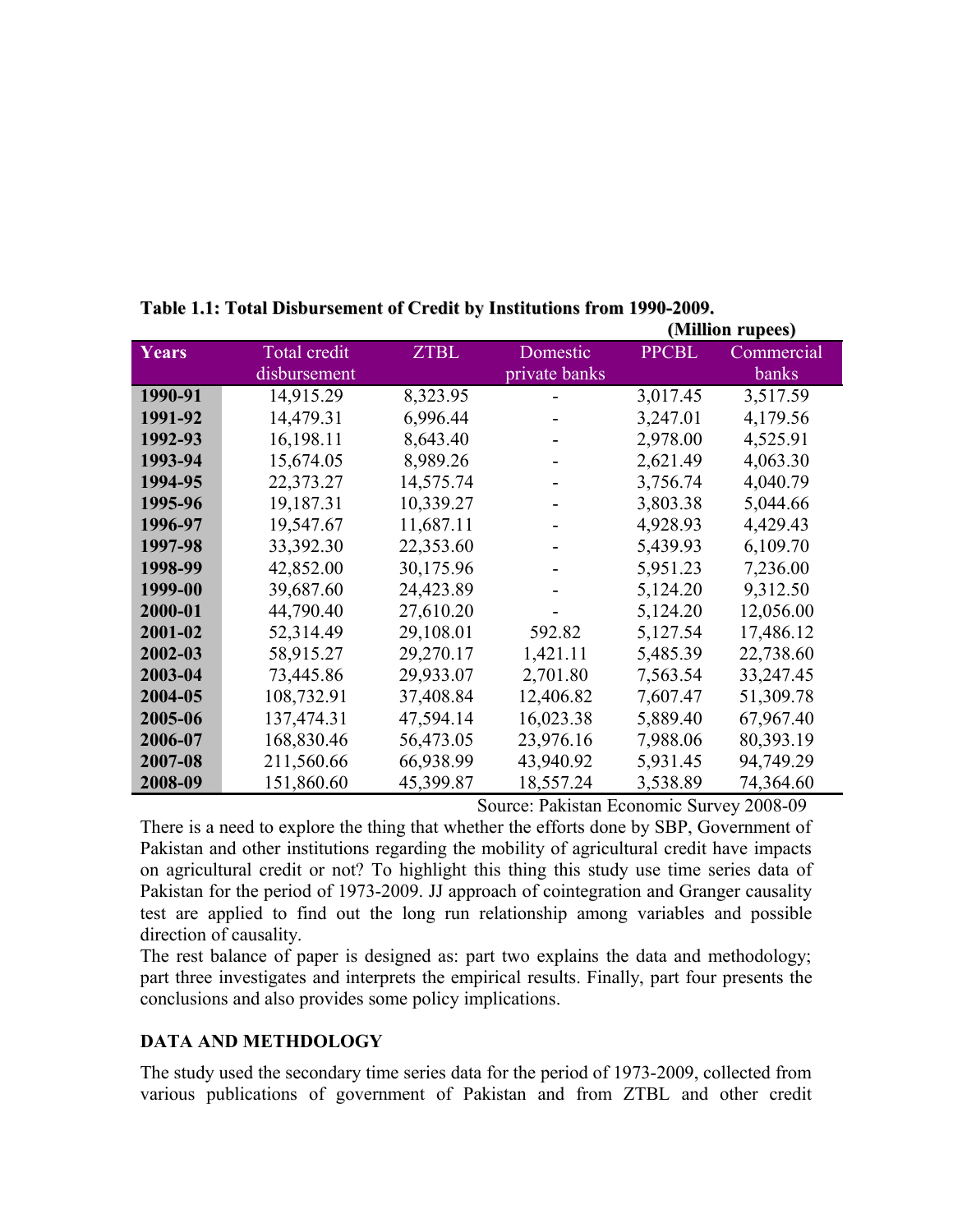**Table 1.1: Total Disbursement of Credit by Institutions from 1990-2009.**

**(Million rupees)**

| Years | Total credit disbursement | ZTBL | Domestic private banks | PPCBL | Commercial banks |
|---|---|---|---|---|---|
| **1990-91** | 14,915.29 | 8,323.95 | - | 3,017.45 | 3,517.59 |
| **1991-92** | 14,479.31 | 6,996.44 | - | 3,247.01 | 4,179.56 |
| **1992-93** | 16,198.11 | 8,643.40 | - | 2,978.00 | 4,525.91 |
| **1993-94** | 15,674.05 | 8,989.26 | - | 2,621.49 | 4,063.30 |
| **1994-95** | 22,373.27 | 14,575.74 | - | 3,756.74 | 4,040.79 |
| **1995-96** | 19,187.31 | 10,339.27 | - | 3,803.38 | 5,044.66 |
| **1996-97** | 19,547.67 | 11,687.11 | - | 4,928.93 | 4,429.43 |
| **1997-98** | 33,392.30 | 22,353.60 | - | 5,439.93 | 6,109.70 |
| **1998-99** | 42,852.00 | 30,175.96 | - | 5,951.23 | 7,236.00 |
| **1999-00** | 39,687.60 | 24,423.89 | - | 5,124.20 | 9,312.50 |
| **2000-01** | 44,790.40 | 27,610.20 | - | 5,124.20 | 12,056.00 |
| **2001-02** | 52,314.49 | 29,108.01 | 592.82 | 5,127.54 | 17,486.12 |
| **2002-03** | 58,915.27 | 29,270.17 | 1,421.11 | 5,485.39 | 22,738.60 |
| **2003-04** | 73,445.86 | 29,933.07 | 2,701.80 | 7,563.54 | 33,247.45 |
| **2004-05** | 108,732.91 | 37,408.84 | 12,406.82 | 7,607.47 | 51,309.78 |
| **2005-06** | 137,474.31 | 47,594.14 | 16,023.38 | 5,889.40 | 67,967.40 |
| **2006-07** | 168,830.46 | 56,473.05 | 23,976.16 | 7,988.06 | 80,393.19 |
| **2007-08** | 211,560.66 | 66,938.99 | 43,940.92 | 5,931.45 | 94,749.29 |
| **2008-09** | 151,860.60 | 45,399.87 | 18,557.24 | 3,538.89 | 74,364.60 |

Source: Pakistan Economic Survey 2008-09

There is a need to explore the thing that whether the efforts done by SBP, Government of Pakistan and other institutions regarding the mobility of agricultural credit have impacts on agricultural credit or not? To highlight this thing this study use time series data of Pakistan for the period of 1973-2009. JJ approach of cointegration and Granger causality test are applied to find out the long run relationship among variables and possible direction of causality.

The rest balance of paper is designed as: part two explains the data and methodology; part three investigates and interprets the empirical results. Finally, part four presents the conclusions and also provides some policy implications.

## DATA AND METHDOLOGY

The study used the secondary time series data for the period of 1973-2009, collected from various publications of government of Pakistan and from ZTBL and other credit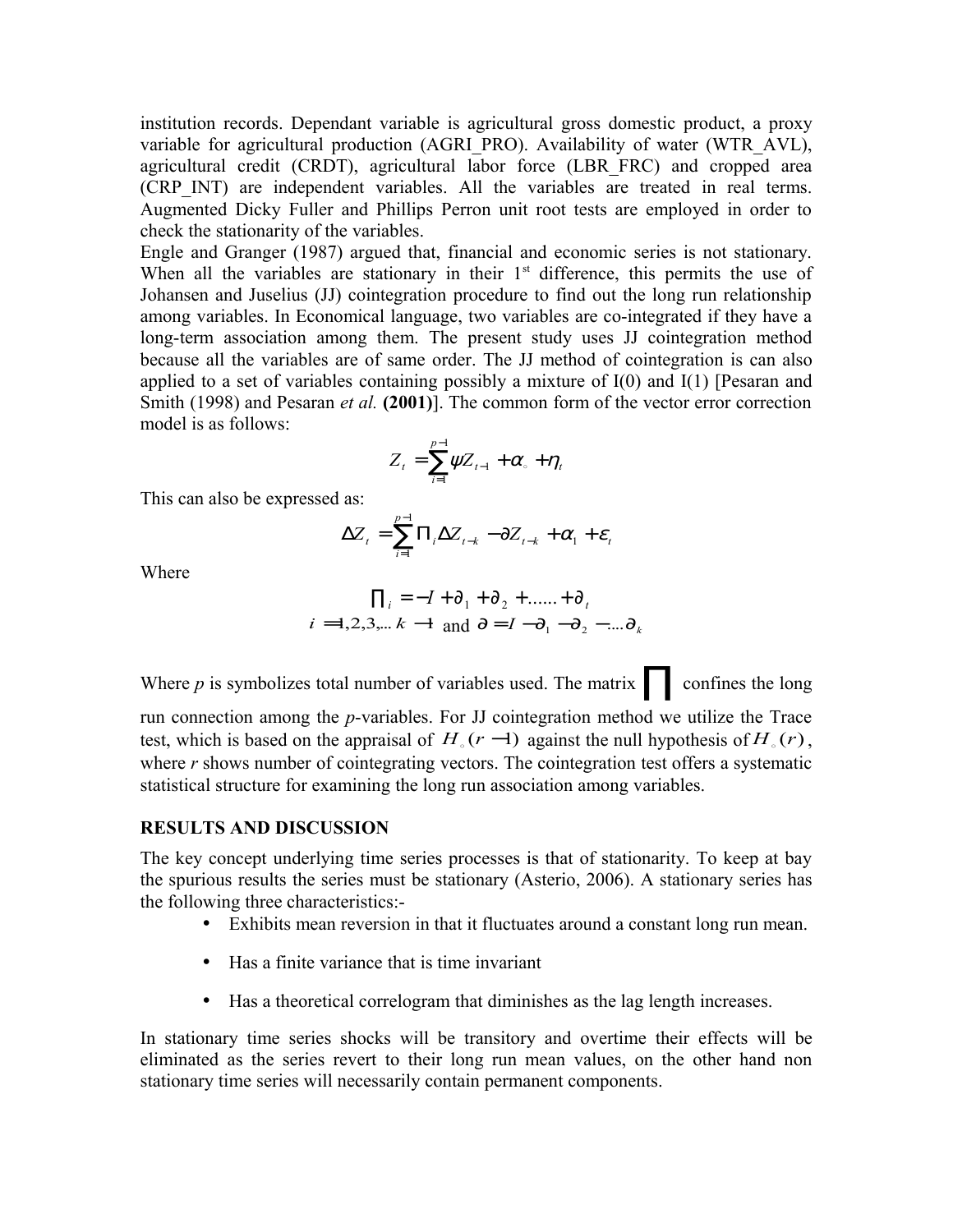institution records. Dependant variable is agricultural gross domestic product, a proxy variable for agricultural production (AGRI_PRO). Availability of water (WTR_AVL), agricultural credit (CRDT), agricultural labor force (LBR_FRC) and cropped area (CRP_INT) are independent variables. All the variables are treated in real terms. Augmented Dicky Fuller and Phillips Perron unit root tests are employed in order to check the stationarity of the variables.

Engle and Granger (1987) argued that, financial and economic series is not stationary. When all the variables are stationary in their 1st difference, this permits the use of Johansen and Juselius (JJ) cointegration procedure to find out the long run relationship among variables. In Economical language, two variables are co-integrated if they have a long-term association among them. The present study uses JJ cointegration method because all the variables are of same order. The JJ method of cointegration is can also applied to a set of variables containing possibly a mixture of I(0) and I(1) [Pesaran and Smith (1998) and Pesaran *et al.* **(2001)**]. The common form of the vector error correction model is as follows:

$$Z_t = \sum_{i=1}^{p-1} \psi Z_{t-1} + \alpha_{\circ} + \eta_t$$

This can also be expressed as:

$$\Delta Z_t = \sum_{i=1}^{p-1} \Pi_i \Delta Z_{t-k} - \partial Z_{t-k} + \alpha_1 + \varepsilon_t$$

Where

$$\prod_i = -I + \partial_1 + \partial_2 + ...... + \partial_t$$
$$i = 1,2,3,...\ k-1 \text{ and } \partial = I - \partial_1 - \partial_2 - ....\partial_k$$

Where *p* is symbolizes total number of variables used. The matrix $\prod$ confines the long run connection among the *p*-variables. For JJ cointegration method we utilize the Trace test, which is based on the appraisal of $H_{\circ}(r-1)$ against the null hypothesis of $H_{\circ}(r)$, where *r* shows number of cointegrating vectors. The cointegration test offers a systematic statistical structure for examining the long run association among variables.

## RESULTS AND DISCUSSION

The key concept underlying time series processes is that of stationarity. To keep at bay the spurious results the series must be stationary (Asterio, 2006). A stationary series has the following three characteristics:-

- Exhibits mean reversion in that it fluctuates around a constant long run mean.
- Has a finite variance that is time invariant
- Has a theoretical correlogram that diminishes as the lag length increases.

In stationary time series shocks will be transitory and overtime their effects will be eliminated as the series revert to their long run mean values, on the other hand non stationary time series will necessarily contain permanent components.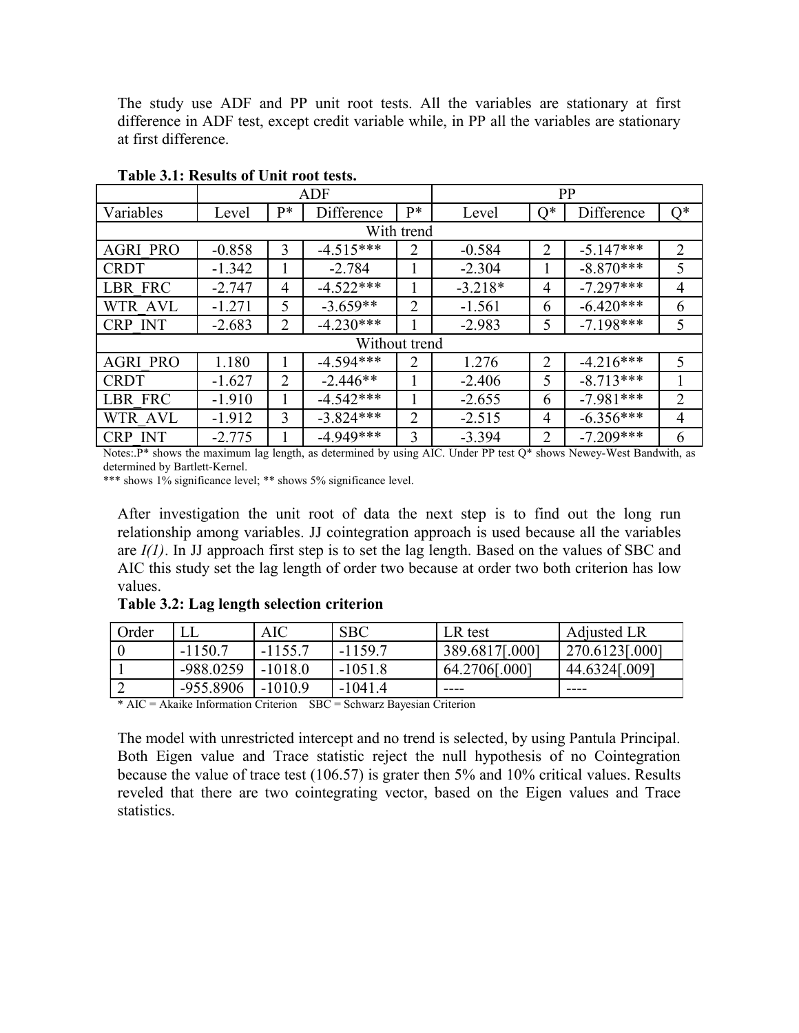The study use ADF and PP unit root tests. All the variables are stationary at first difference in ADF test, except credit variable while, in PP all the variables are stationary at first difference.

**Table 3.1: Results of Unit root tests.**

| | ADF | | | | PP | | | |
|---|---|---|---|---|---|---|---|---|
| Variables | Level | P* | Difference | P* | Level | Q* | Difference | Q* |
| With trend | | | | | | | | |
| AGRI_PRO | -0.858 | 3 | -4.515*** | 2 | -0.584 | 2 | -5.147*** | 2 |
| CRDT | -1.342 | 1 | -2.784 | 1 | -2.304 | 1 | -8.870*** | 5 |
| LBR_FRC | -2.747 | 4 | -4.522*** | 1 | -3.218* | 4 | -7.297*** | 4 |
| WTR_AVL | -1.271 | 5 | -3.659** | 2 | -1.561 | 6 | -6.420*** | 6 |
| CRP_INT | -2.683 | 2 | -4.230*** | 1 | -2.983 | 5 | -7.198*** | 5 |
| Without trend | | | | | | | | |
| AGRI_PRO | 1.180 | 1 | -4.594*** | 2 | 1.276 | 2 | -4.216*** | 5 |
| CRDT | -1.627 | 2 | -2.446** | 1 | -2.406 | 5 | -8.713*** | 1 |
| LBR_FRC | -1.910 | 1 | -4.542*** | 1 | -2.655 | 6 | -7.981*** | 2 |
| WTR_AVL | -1.912 | 3 | -3.824*** | 2 | -2.515 | 4 | -6.356*** | 4 |
| CRP_INT | -2.775 | 1 | -4.949*** | 3 | -3.394 | 2 | -7.209*** | 6 |

Notes:.P* shows the maximum lag length, as determined by using AIC. Under PP test Q* shows Newey-West Bandwith, as determined by Bartlett-Kernel.

*** shows 1% significance level; ** shows 5% significance level.

After investigation the unit root of data the next step is to find out the long run relationship among variables. JJ cointegration approach is used because all the variables are *I(1)*. In JJ approach first step is to set the lag length. Based on the values of SBC and AIC this study set the lag length of order two because at order two both criterion has low values.

**Table 3.2: Lag length selection criterion**

| Order | LL | AIC | SBC | LR test | Adjusted LR |
|---|---|---|---|---|---|
| 0 | -1150.7 | -1155.7 | -1159.7 | 389.6817[.000] | 270.6123[.000] |
| 1 | -988.0259 | -1018.0 | -1051.8 | 64.2706[.000] | 44.6324[.009] |
| 2 | -955.8906 | -1010.9 | -1041.4 | ---- | ---- |

* AIC = Akaike Information Criterion SBC = Schwarz Bayesian Criterion

The model with unrestricted intercept and no trend is selected, by using Pantula Principal. Both Eigen value and Trace statistic reject the null hypothesis of no Cointegration because the value of trace test (106.57) is grater then 5% and 10% critical values. Results reveled that there are two cointegrating vector, based on the Eigen values and Trace statistics.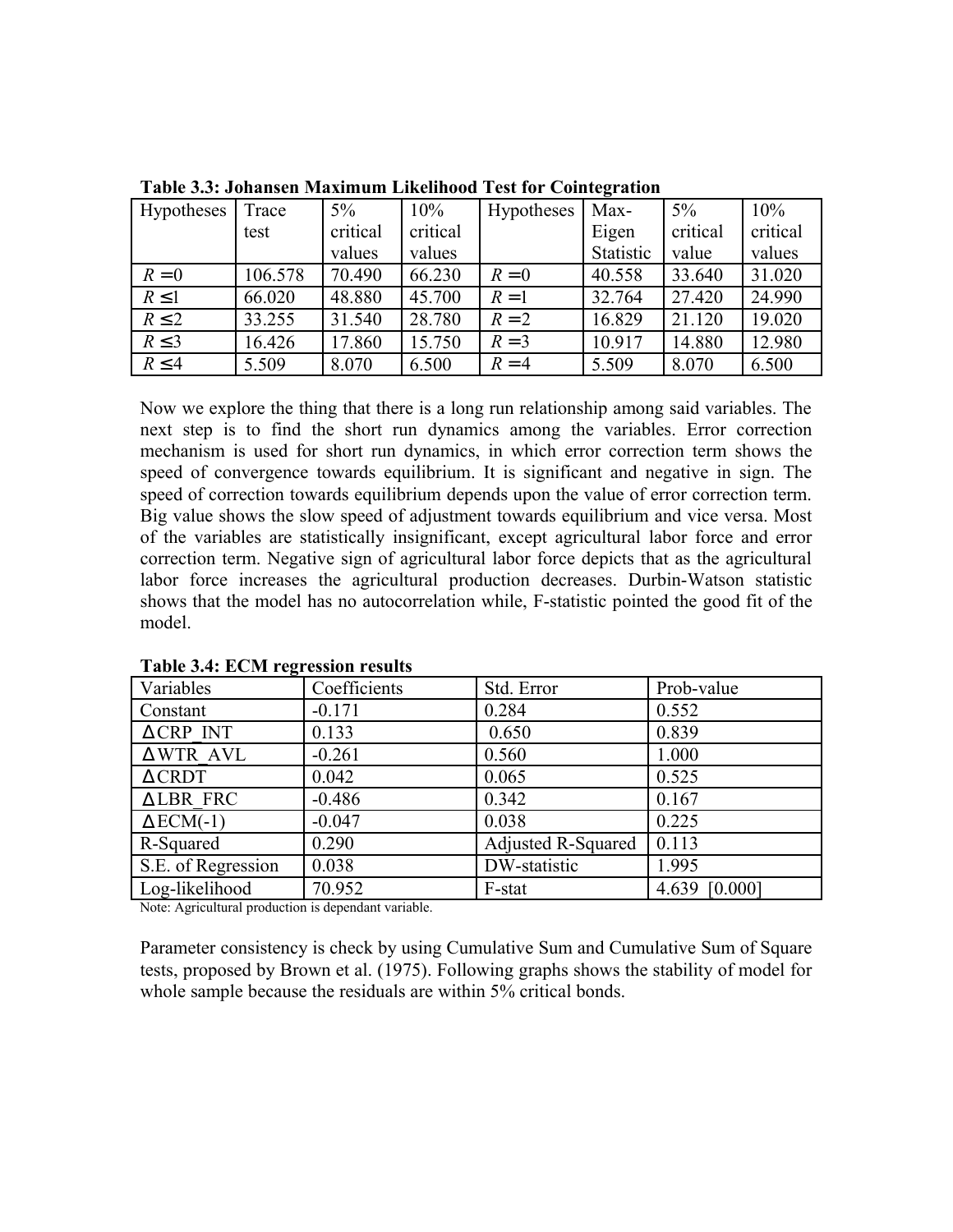**Table 3.3: Johansen Maximum Likelihood Test for Cointegration**

| Hypotheses | Trace test | 5% critical values | 10% critical values | Hypotheses | Max-Eigen Statistic | 5% critical value | 10% critical values |
|---|---|---|---|---|---|---|---|
| $R=0$ | 106.578 | 70.490 | 66.230 | $R=0$ | 40.558 | 33.640 | 31.020 |
| $R\leq 1$ | 66.020 | 48.880 | 45.700 | $R=1$ | 32.764 | 27.420 | 24.990 |
| $R\leq 2$ | 33.255 | 31.540 | 28.780 | $R=2$ | 16.829 | 21.120 | 19.020 |
| $R\leq 3$ | 16.426 | 17.860 | 15.750 | $R=3$ | 10.917 | 14.880 | 12.980 |
| $R\leq 4$ | 5.509 | 8.070 | 6.500 | $R=4$ | 5.509 | 8.070 | 6.500 |

Now we explore the thing that there is a long run relationship among said variables. The next step is to find the short run dynamics among the variables. Error correction mechanism is used for short run dynamics, in which error correction term shows the speed of convergence towards equilibrium. It is significant and negative in sign. The speed of correction towards equilibrium depends upon the value of error correction term. Big value shows the slow speed of adjustment towards equilibrium and vice versa. Most of the variables are statistically insignificant, except agricultural labor force and error correction term. Negative sign of agricultural labor force depicts that as the agricultural labor force increases the agricultural production decreases. Durbin-Watson statistic shows that the model has no autocorrelation while, F-statistic pointed the good fit of the model.

**Table 3.4: ECM regression results**

| Variables | Coefficients | Std. Error | Prob-value |
|---|---|---|---|
| Constant | -0.171 | 0.284 | 0.552 |
| ΔCRP_INT | 0.133 | 0.650 | 0.839 |
| ΔWTR_AVL | -0.261 | 0.560 | 1.000 |
| ΔCRDT | 0.042 | 0.065 | 0.525 |
| ΔLBR_FRC | -0.486 | 0.342 | 0.167 |
| ΔECM(-1) | -0.047 | 0.038 | 0.225 |
| R-Squared | 0.290 | Adjusted R-Squared | 0.113 |
| S.E. of Regression | 0.038 | DW-statistic | 1.995 |
| Log-likelihood | 70.952 | F-stat | 4.639 [0.000] |

Note: Agricultural production is dependant variable.

Parameter consistency is check by using Cumulative Sum and Cumulative Sum of Square tests, proposed by Brown et al. (1975). Following graphs shows the stability of model for whole sample because the residuals are within 5% critical bonds.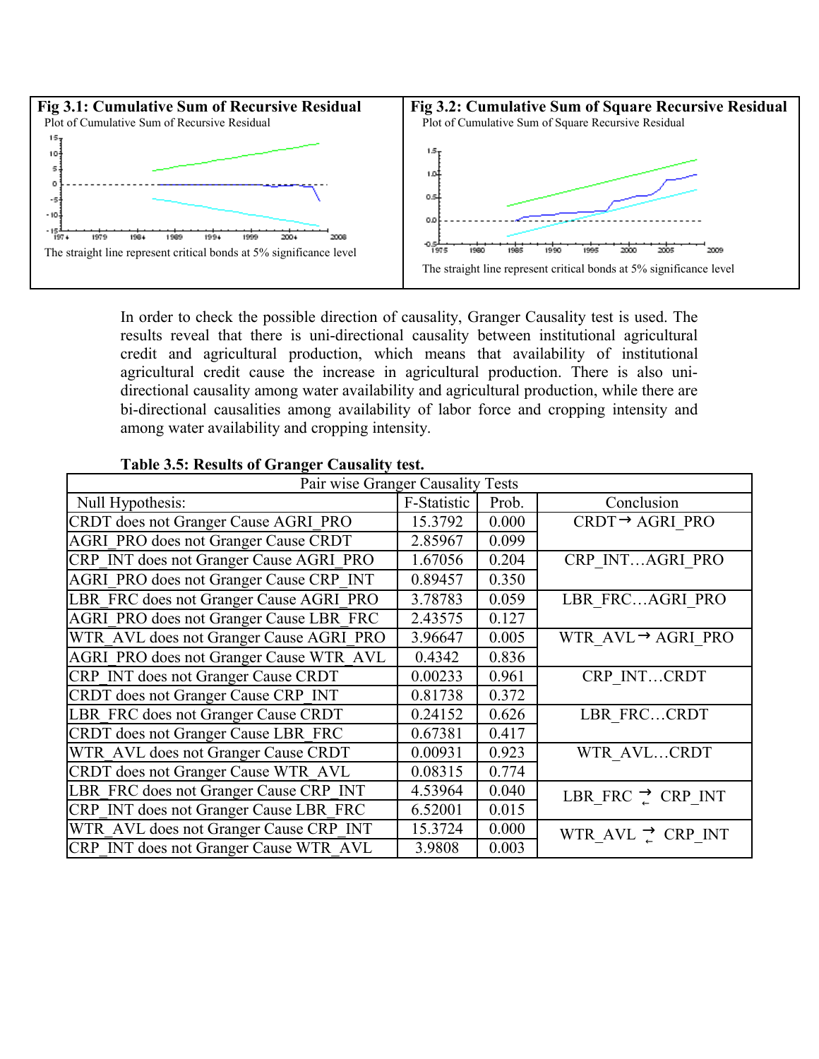**Fig 3.1: Cumulative Sum of Recursive Residual**

Plot of Cumulative Sum of Recursive Residual

The straight line represent critical bonds at 5% significance level

**Fig 3.2: Cumulative Sum of Square Recursive Residual**

Plot of Cumulative Sum of Square Recursive Residual

The straight line represent critical bonds at 5% significance level

In order to check the possible direction of causality, Granger Causality test is used. The results reveal that there is uni-directional causality between institutional agricultural credit and agricultural production, which means that availability of institutional agricultural credit cause the increase in agricultural production. There is also uni-directional causality among water availability and agricultural production, while there are bi-directional causalities among availability of labor force and cropping intensity and among water availability and cropping intensity.

**Table 3.5: Results of Granger Causality test.**

| Pair wise Granger Causality Tests | | | |
|---|---|---|---|
| Null Hypothesis: | F-Statistic | Prob. | Conclusion |
| CRDT does not Granger Cause AGRI_PRO | 15.3792 | 0.000 | CRDT → AGRI_PRO |
| AGRI_PRO does not Granger Cause CRDT | 2.85967 | 0.099 | |
| CRP_INT does not Granger Cause AGRI_PRO | 1.67056 | 0.204 | CRP_INT…AGRI_PRO |
| AGRI_PRO does not Granger Cause CRP_INT | 0.89457 | 0.350 | |
| LBR_FRC does not Granger Cause AGRI_PRO | 3.78783 | 0.059 | LBR_FRC…AGRI_PRO |
| AGRI_PRO does not Granger Cause LBR_FRC | 2.43575 | 0.127 | |
| WTR_AVL does not Granger Cause AGRI_PRO | 3.96647 | 0.005 | WTR_AVL → AGRI_PRO |
| AGRI_PRO does not Granger Cause WTR_AVL | 0.4342 | 0.836 | |
| CRP_INT does not Granger Cause CRDT | 0.00233 | 0.961 | CRP_INT…CRDT |
| CRDT does not Granger Cause CRP_INT | 0.81738 | 0.372 | |
| LBR_FRC does not Granger Cause CRDT | 0.24152 | 0.626 | LBR_FRC…CRDT |
| CRDT does not Granger Cause LBR_FRC | 0.67381 | 0.417 | |
| WTR_AVL does not Granger Cause CRDT | 0.00931 | 0.923 | WTR_AVL…CRDT |
| CRDT does not Granger Cause WTR_AVL | 0.08315 | 0.774 | |
| LBR_FRC does not Granger Cause CRP_INT | 4.53964 | 0.040 | LBR_FRC ⇄ CRP_INT |
| CRP_INT does not Granger Cause LBR_FRC | 6.52001 | 0.015 | |
| WTR_AVL does not Granger Cause CRP_INT | 15.3724 | 0.000 | WTR_AVL ⇄ CRP_INT |
| CRP_INT does not Granger Cause WTR_AVL | 3.9808 | 0.003 | |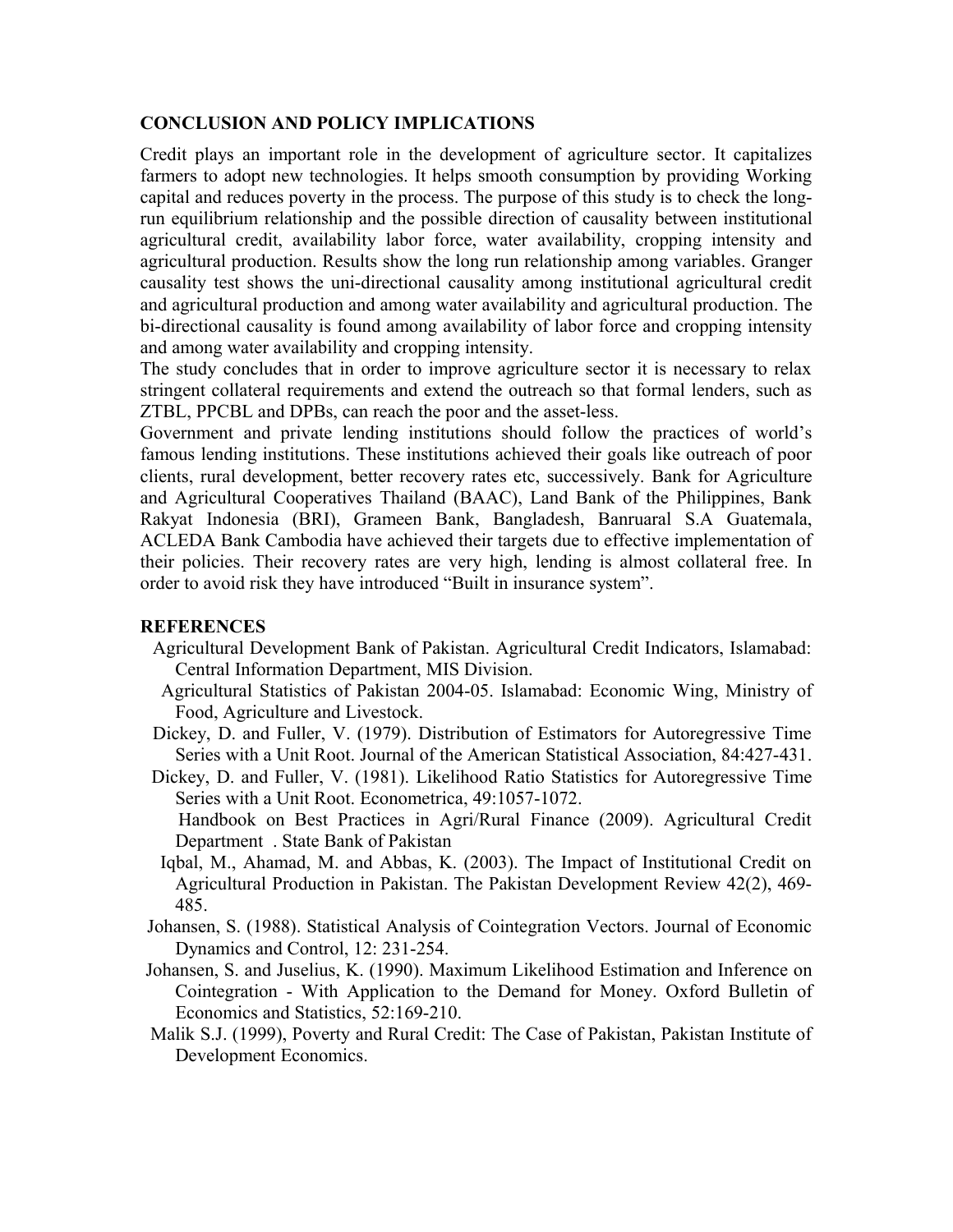## CONCLUSION AND POLICY IMPLICATIONS

Credit plays an important role in the development of agriculture sector. It capitalizes farmers to adopt new technologies. It helps smooth consumption by providing Working capital and reduces poverty in the process. The purpose of this study is to check the long-run equilibrium relationship and the possible direction of causality between institutional agricultural credit, availability labor force, water availability, cropping intensity and agricultural production. Results show the long run relationship among variables. Granger causality test shows the uni-directional causality among institutional agricultural credit and agricultural production and among water availability and agricultural production. The bi-directional causality is found among availability of labor force and cropping intensity and among water availability and cropping intensity.

The study concludes that in order to improve agriculture sector it is necessary to relax stringent collateral requirements and extend the outreach so that formal lenders, such as ZTBL, PPCBL and DPBs, can reach the poor and the asset-less.

Government and private lending institutions should follow the practices of world's famous lending institutions. These institutions achieved their goals like outreach of poor clients, rural development, better recovery rates etc, successively. Bank for Agriculture and Agricultural Cooperatives Thailand (BAAC), Land Bank of the Philippines, Bank Rakyat Indonesia (BRI), Grameen Bank, Bangladesh, Banruaral S.A Guatemala, ACLEDA Bank Cambodia have achieved their targets due to effective implementation of their policies. Their recovery rates are very high, lending is almost collateral free. In order to avoid risk they have introduced "Built in insurance system".

## REFERENCES

Agricultural Development Bank of Pakistan. Agricultural Credit Indicators, Islamabad: Central Information Department, MIS Division.

Agricultural Statistics of Pakistan 2004-05. Islamabad: Economic Wing, Ministry of Food, Agriculture and Livestock.

Dickey, D. and Fuller, V. (1979). Distribution of Estimators for Autoregressive Time Series with a Unit Root. Journal of the American Statistical Association, 84:427-431.

Dickey, D. and Fuller, V. (1981). Likelihood Ratio Statistics for Autoregressive Time Series with a Unit Root. Econometrica, 49:1057-1072.

Handbook on Best Practices in Agri/Rural Finance (2009). Agricultural Credit Department . State Bank of Pakistan

Iqbal, M., Ahamad, M. and Abbas, K. (2003). The Impact of Institutional Credit on Agricultural Production in Pakistan. The Pakistan Development Review 42(2), 469-485.

Johansen, S. (1988). Statistical Analysis of Cointegration Vectors. Journal of Economic Dynamics and Control, 12: 231-254.

Johansen, S. and Juselius, K. (1990). Maximum Likelihood Estimation and Inference on Cointegration - With Application to the Demand for Money. Oxford Bulletin of Economics and Statistics, 52:169-210.

Malik S.J. (1999), Poverty and Rural Credit: The Case of Pakistan, Pakistan Institute of Development Economics.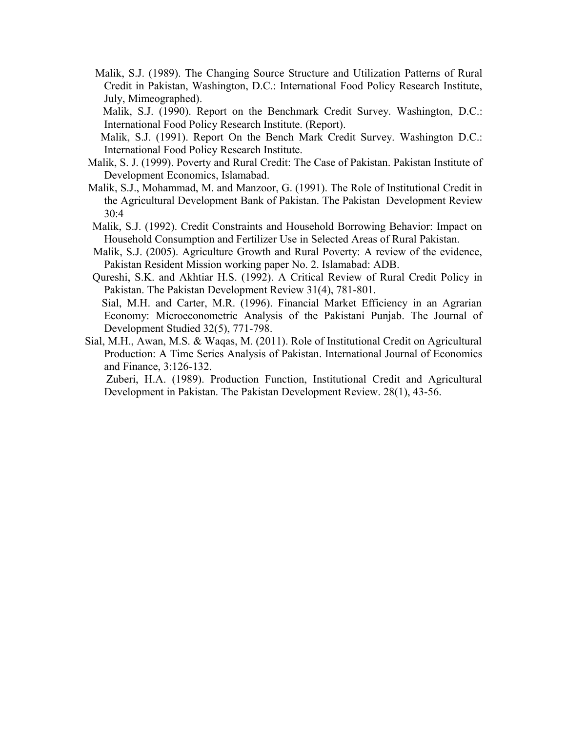Malik, S.J. (1989). The Changing Source Structure and Utilization Patterns of Rural Credit in Pakistan, Washington, D.C.: International Food Policy Research Institute, July, Mimeographed).

Malik, S.J. (1990). Report on the Benchmark Credit Survey. Washington, D.C.: International Food Policy Research Institute. (Report).

Malik, S.J. (1991). Report On the Bench Mark Credit Survey. Washington D.C.: International Food Policy Research Institute.

Malik, S. J. (1999). Poverty and Rural Credit: The Case of Pakistan. Pakistan Institute of Development Economics, Islamabad.

Malik, S.J., Mohammad, M. and Manzoor, G. (1991). The Role of Institutional Credit in the Agricultural Development Bank of Pakistan. The Pakistan Development Review 30:4

Malik, S.J. (1992). Credit Constraints and Household Borrowing Behavior: Impact on Household Consumption and Fertilizer Use in Selected Areas of Rural Pakistan.

Malik, S.J. (2005). Agriculture Growth and Rural Poverty: A review of the evidence, Pakistan Resident Mission working paper No. 2. Islamabad: ADB.

Qureshi, S.K. and Akhtiar H.S. (1992). A Critical Review of Rural Credit Policy in Pakistan. The Pakistan Development Review 31(4), 781-801.

Sial, M.H. and Carter, M.R. (1996). Financial Market Efficiency in an Agrarian Economy: Microeconometric Analysis of the Pakistani Punjab. The Journal of Development Studied 32(5), 771-798.

Sial, M.H., Awan, M.S. & Waqas, M. (2011). Role of Institutional Credit on Agricultural Production: A Time Series Analysis of Pakistan. International Journal of Economics and Finance, 3:126-132.

Zuberi, H.A. (1989). Production Function, Institutional Credit and Agricultural Development in Pakistan. The Pakistan Development Review. 28(1), 43-56.